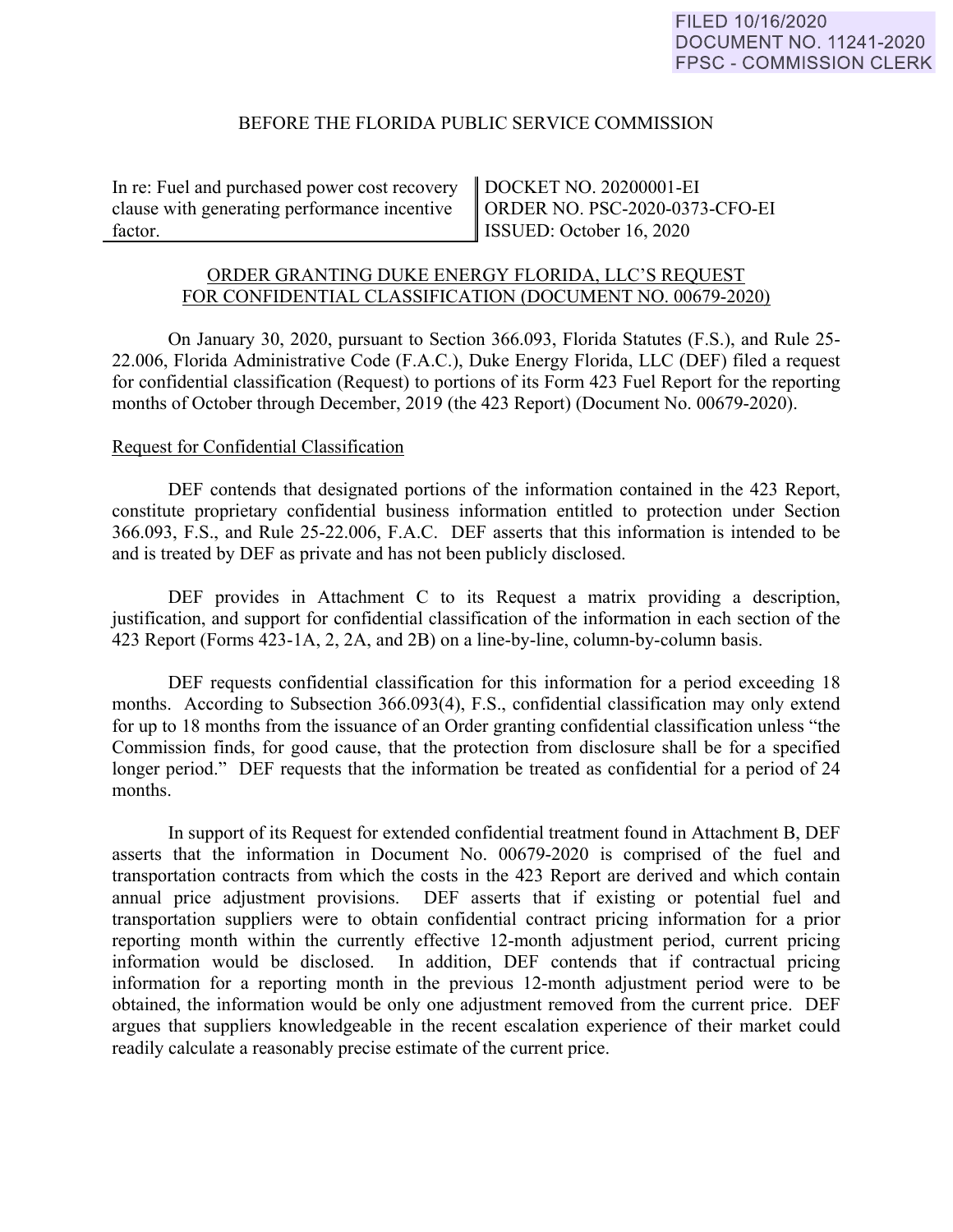FILED 10/16/2020
DOCUMENT NO. 11241-2020
FPSC - COMMISSION CLERK

BEFORE THE FLORIDA PUBLIC SERVICE COMMISSION

| In re: Fuel and purchased power cost recovery clause with generating performance incentive factor. | DOCKET NO. 20200001-EI<br>ORDER NO. PSC-2020-0373-CFO-EI<br>ISSUED: October 16, 2020 |
|---|---|

ORDER GRANTING DUKE ENERGY FLORIDA, LLC'S REQUEST FOR CONFIDENTIAL CLASSIFICATION (DOCUMENT NO. 00679-2020)

On January 30, 2020, pursuant to Section 366.093, Florida Statutes (F.S.), and Rule 25-22.006, Florida Administrative Code (F.A.C.), Duke Energy Florida, LLC (DEF) filed a request for confidential classification (Request) to portions of its Form 423 Fuel Report for the reporting months of October through December, 2019 (the 423 Report) (Document No. 00679-2020).

Request for Confidential Classification

DEF contends that designated portions of the information contained in the 423 Report, constitute proprietary confidential business information entitled to protection under Section 366.093, F.S., and Rule 25-22.006, F.A.C. DEF asserts that this information is intended to be and is treated by DEF as private and has not been publicly disclosed.

DEF provides in Attachment C to its Request a matrix providing a description, justification, and support for confidential classification of the information in each section of the 423 Report (Forms 423-1A, 2, 2A, and 2B) on a line-by-line, column-by-column basis.

DEF requests confidential classification for this information for a period exceeding 18 months. According to Subsection 366.093(4), F.S., confidential classification may only extend for up to 18 months from the issuance of an Order granting confidential classification unless "the Commission finds, for good cause, that the protection from disclosure shall be for a specified longer period." DEF requests that the information be treated as confidential for a period of 24 months.

In support of its Request for extended confidential treatment found in Attachment B, DEF asserts that the information in Document No. 00679-2020 is comprised of the fuel and transportation contracts from which the costs in the 423 Report are derived and which contain annual price adjustment provisions. DEF asserts that if existing or potential fuel and transportation suppliers were to obtain confidential contract pricing information for a prior reporting month within the currently effective 12-month adjustment period, current pricing information would be disclosed. In addition, DEF contends that if contractual pricing information for a reporting month in the previous 12-month adjustment period were to be obtained, the information would be only one adjustment removed from the current price. DEF argues that suppliers knowledgeable in the recent escalation experience of their market could readily calculate a reasonably precise estimate of the current price.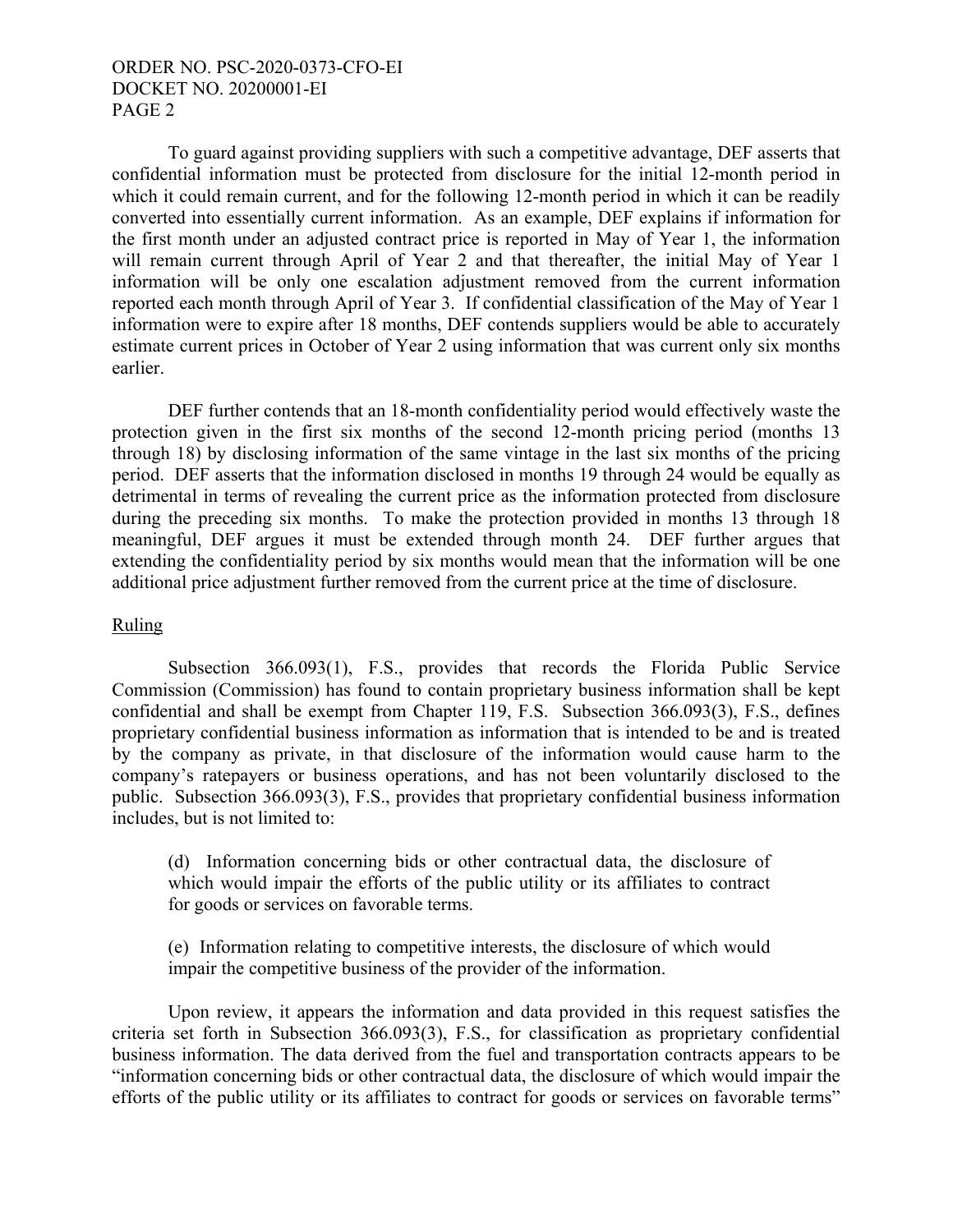To guard against providing suppliers with such a competitive advantage, DEF asserts that confidential information must be protected from disclosure for the initial 12-month period in which it could remain current, and for the following 12-month period in which it can be readily converted into essentially current information. As an example, DEF explains if information for the first month under an adjusted contract price is reported in May of Year 1, the information will remain current through April of Year 2 and that thereafter, the initial May of Year 1 information will be only one escalation adjustment removed from the current information reported each month through April of Year 3. If confidential classification of the May of Year 1 information were to expire after 18 months, DEF contends suppliers would be able to accurately estimate current prices in October of Year 2 using information that was current only six months earlier.

DEF further contends that an 18-month confidentiality period would effectively waste the protection given in the first six months of the second 12-month pricing period (months 13 through 18) by disclosing information of the same vintage in the last six months of the pricing period. DEF asserts that the information disclosed in months 19 through 24 would be equally as detrimental in terms of revealing the current price as the information protected from disclosure during the preceding six months. To make the protection provided in months 13 through 18 meaningful, DEF argues it must be extended through month 24. DEF further argues that extending the confidentiality period by six months would mean that the information will be one additional price adjustment further removed from the current price at the time of disclosure.

## Ruling

Subsection 366.093(1), F.S., provides that records the Florida Public Service Commission (Commission) has found to contain proprietary business information shall be kept confidential and shall be exempt from Chapter 119, F.S. Subsection 366.093(3), F.S., defines proprietary confidential business information as information that is intended to be and is treated by the company as private, in that disclosure of the information would cause harm to the company's ratepayers or business operations, and has not been voluntarily disclosed to the public. Subsection 366.093(3), F.S., provides that proprietary confidential business information includes, but is not limited to:

> (d) Information concerning bids or other contractual data, the disclosure of which would impair the efforts of the public utility or its affiliates to contract for goods or services on favorable terms.
>
> (e) Information relating to competitive interests, the disclosure of which would impair the competitive business of the provider of the information.

Upon review, it appears the information and data provided in this request satisfies the criteria set forth in Subsection 366.093(3), F.S., for classification as proprietary confidential business information. The data derived from the fuel and transportation contracts appears to be "information concerning bids or other contractual data, the disclosure of which would impair the efforts of the public utility or its affiliates to contract for goods or services on favorable terms"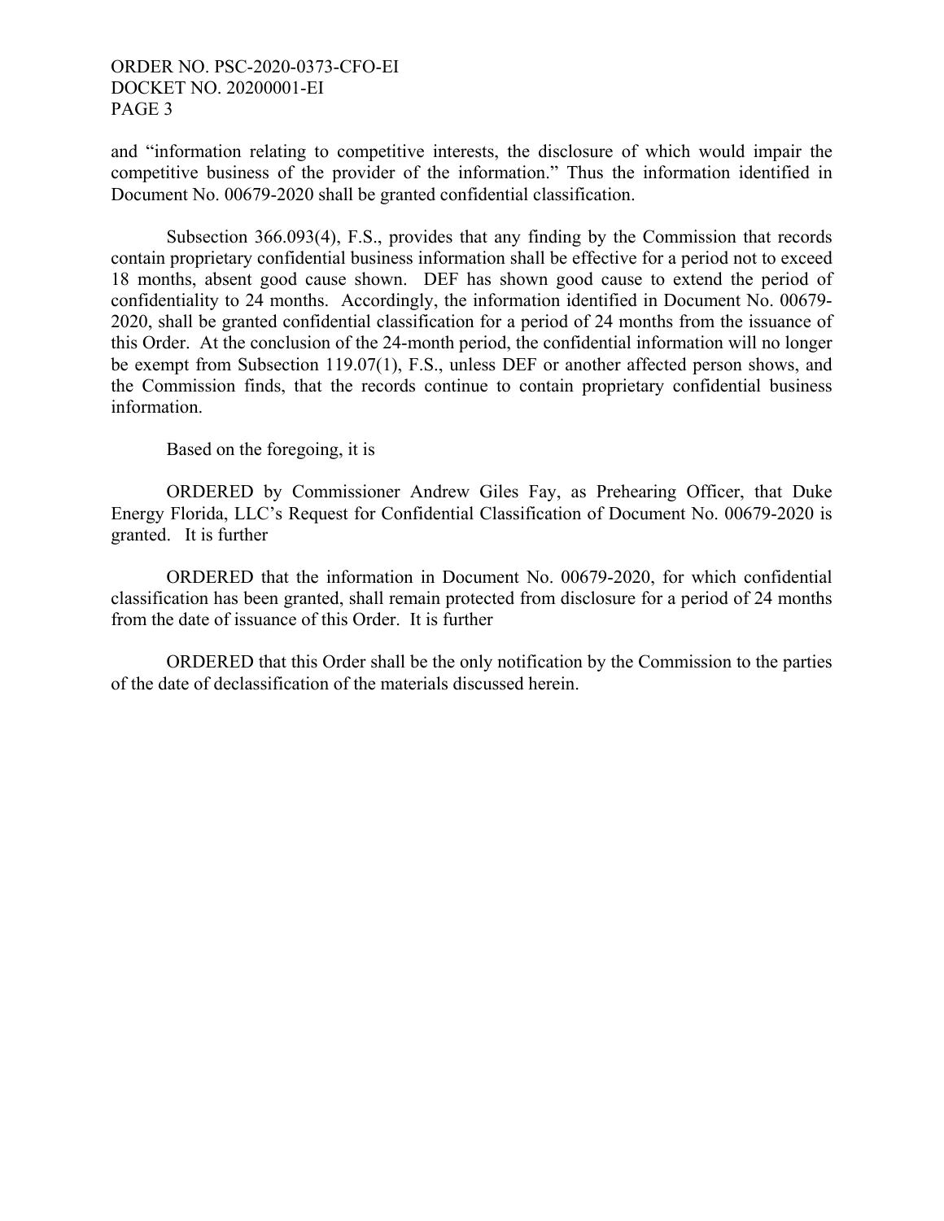and "information relating to competitive interests, the disclosure of which would impair the competitive business of the provider of the information." Thus the information identified in Document No. 00679-2020 shall be granted confidential classification.

Subsection 366.093(4), F.S., provides that any finding by the Commission that records contain proprietary confidential business information shall be effective for a period not to exceed 18 months, absent good cause shown. DEF has shown good cause to extend the period of confidentiality to 24 months. Accordingly, the information identified in Document No. 00679-2020, shall be granted confidential classification for a period of 24 months from the issuance of this Order. At the conclusion of the 24-month period, the confidential information will no longer be exempt from Subsection 119.07(1), F.S., unless DEF or another affected person shows, and the Commission finds, that the records continue to contain proprietary confidential business information.

Based on the foregoing, it is

ORDERED by Commissioner Andrew Giles Fay, as Prehearing Officer, that Duke Energy Florida, LLC's Request for Confidential Classification of Document No. 00679-2020 is granted. It is further

ORDERED that the information in Document No. 00679-2020, for which confidential classification has been granted, shall remain protected from disclosure for a period of 24 months from the date of issuance of this Order. It is further

ORDERED that this Order shall be the only notification by the Commission to the parties of the date of declassification of the materials discussed herein.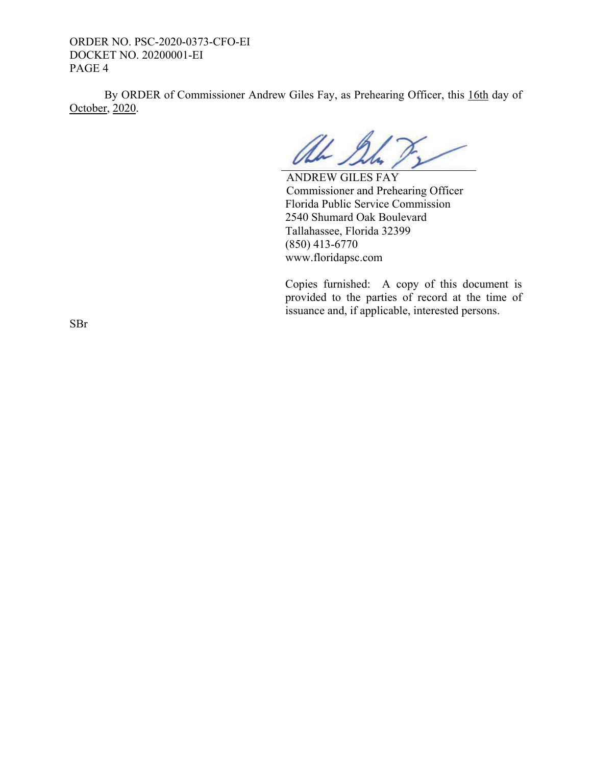By ORDER of Commissioner Andrew Giles Fay, as Prehearing Officer, this 16th day of October, 2020.

ANDREW GILES FAY  
Commissioner and Prehearing Officer  
Florida Public Service Commission  
2540 Shumard Oak Boulevard  
Tallahassee, Florida 32399  
(850) 413-6770  
www.floridapsc.com

Copies furnished: A copy of this document is provided to the parties of record at the time of issuance and, if applicable, interested persons.

SBr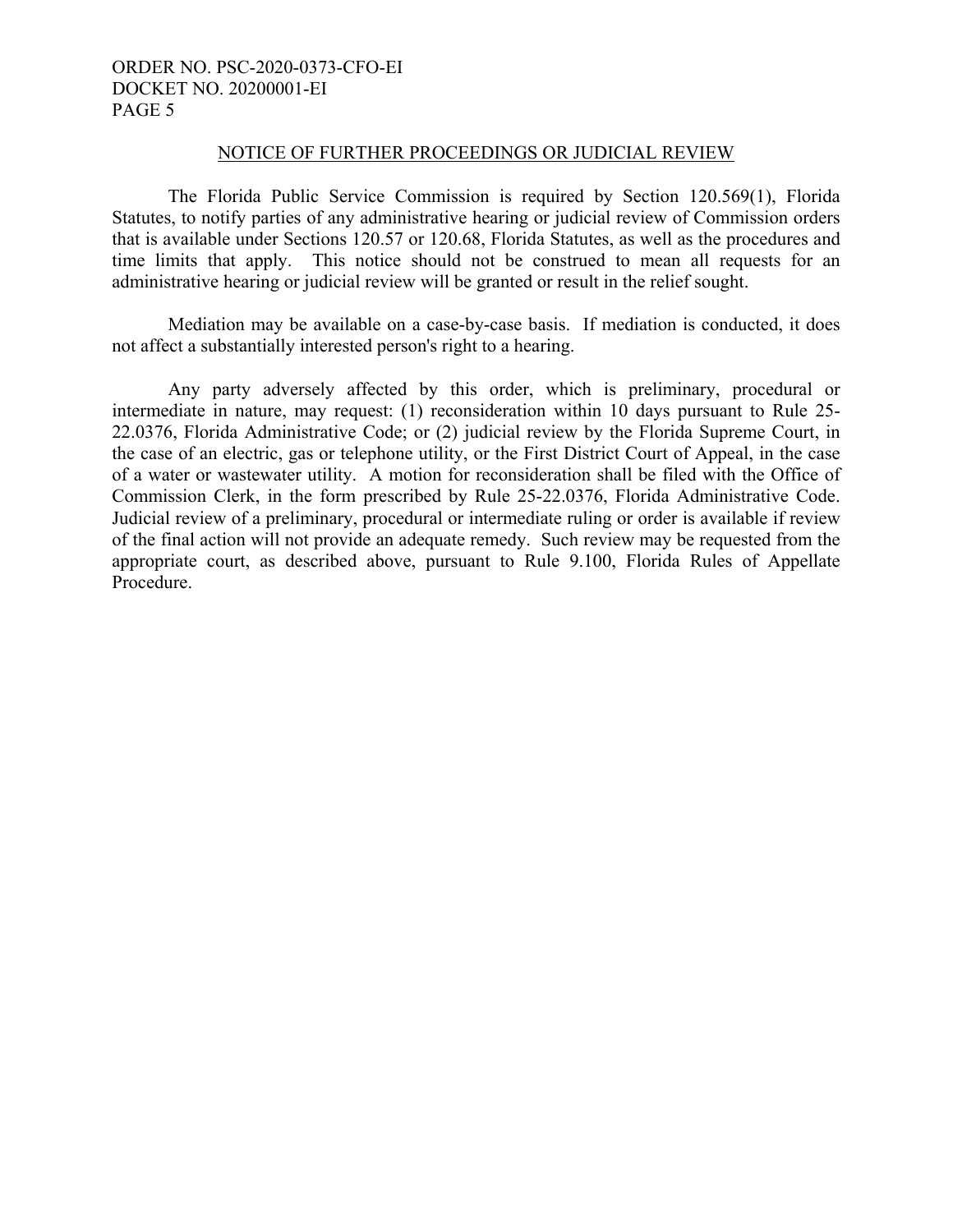## NOTICE OF FURTHER PROCEEDINGS OR JUDICIAL REVIEW

The Florida Public Service Commission is required by Section 120.569(1), Florida Statutes, to notify parties of any administrative hearing or judicial review of Commission orders that is available under Sections 120.57 or 120.68, Florida Statutes, as well as the procedures and time limits that apply. This notice should not be construed to mean all requests for an administrative hearing or judicial review will be granted or result in the relief sought.

Mediation may be available on a case-by-case basis. If mediation is conducted, it does not affect a substantially interested person's right to a hearing.

Any party adversely affected by this order, which is preliminary, procedural or intermediate in nature, may request: (1) reconsideration within 10 days pursuant to Rule 25-22.0376, Florida Administrative Code; or (2) judicial review by the Florida Supreme Court, in the case of an electric, gas or telephone utility, or the First District Court of Appeal, in the case of a water or wastewater utility. A motion for reconsideration shall be filed with the Office of Commission Clerk, in the form prescribed by Rule 25-22.0376, Florida Administrative Code. Judicial review of a preliminary, procedural or intermediate ruling or order is available if review of the final action will not provide an adequate remedy. Such review may be requested from the appropriate court, as described above, pursuant to Rule 9.100, Florida Rules of Appellate Procedure.